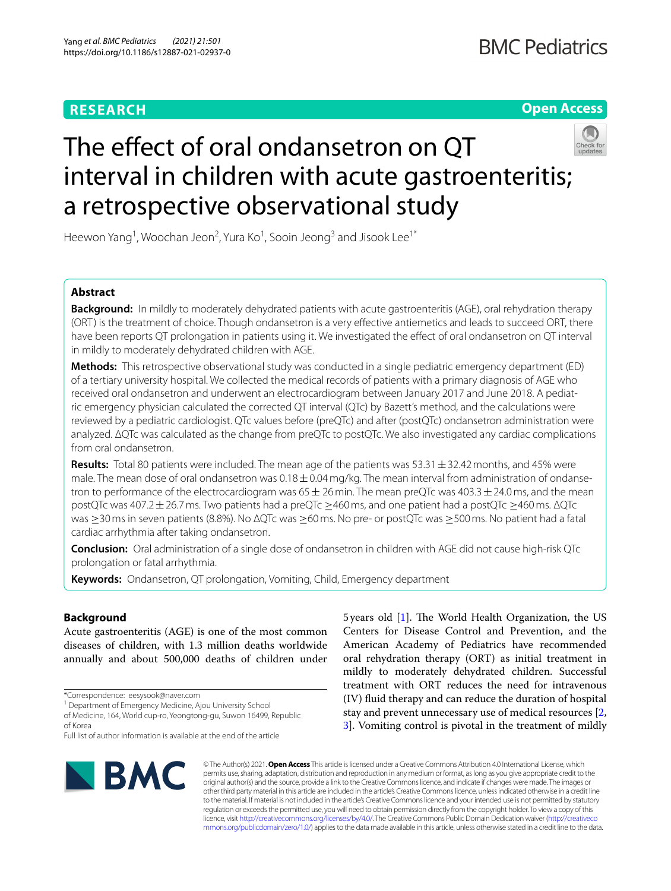**RESEARCH** **Open Access**

# The effect of oral ondansetron on QT interval in children with acute gastroenteritis; a retrospective observational study

Heewon Yang[1], Woochan Jeon[2], Yura Ko[1], Sooin Jeong[3] and Jisook Lee[1*]

## Abstract

**Background:** In mildly to moderately dehydrated patients with acute gastroenteritis (AGE), oral rehydration therapy (ORT) is the treatment of choice. Though ondansetron is a very effective antiemetics and leads to succeed ORT, there have been reports QT prolongation in patients using it. We investigated the effect of oral ondansetron on QT interval in mildly to moderately dehydrated children with AGE.

**Methods:** This retrospective observational study was conducted in a single pediatric emergency department (ED) of a tertiary university hospital. We collected the medical records of patients with a primary diagnosis of AGE who received oral ondansetron and underwent an electrocardiogram between January 2017 and June 2018. A pediatric emergency physician calculated the corrected QT interval (QTc) by Bazett's method, and the calculations were reviewed by a pediatric cardiologist. QTc values before (preQTc) and after (postQTc) ondansetron administration were analyzed. ΔQTc was calculated as the change from preQTc to postQTc. We also investigated any cardiac complications from oral ondansetron.

**Results:** Total 80 patients were included. The mean age of the patients was 53.31 ± 32.42 months, and 45% were male. The mean dose of oral ondansetron was 0.18 ± 0.04 mg/kg. The mean interval from administration of ondansetron to performance of the electrocardiogram was 65 ± 26 min. The mean preQTc was 403.3 ± 24.0 ms, and the mean postQTc was 407.2 ± 26.7 ms. Two patients had a preQTc ≥460 ms, and one patient had a postQTc ≥460 ms. ΔQTc was ≥30 ms in seven patients (8.8%). No ΔQTc was ≥60 ms. No pre- or postQTc was ≥500 ms. No patient had a fatal cardiac arrhythmia after taking ondansetron.

**Conclusion:** Oral administration of a single dose of ondansetron in children with AGE did not cause high-risk QTc prolongation or fatal arrhythmia.

**Keywords:** Ondansetron, QT prolongation, Vomiting, Child, Emergency department

## Background

Acute gastroenteritis (AGE) is one of the most common diseases of children, with 1.3 million deaths worldwide annually and about 500,000 deaths of children under 5 years old [1]. The World Health Organization, the US Centers for Disease Control and Prevention, and the American Academy of Pediatrics have recommended oral rehydration therapy (ORT) as initial treatment in mildly to moderately dehydrated children. Successful treatment with ORT reduces the need for intravenous (IV) fluid therapy and can reduce the duration of hospital stay and prevent unnecessary use of medical resources [2, 3]. Vomiting control is pivotal in the treatment of mildly

*Correspondence: eesysook@naver.com
[1] Department of Emergency Medicine, Ajou University School of Medicine, 164, World cup-ro, Yeongtong-gu, Suwon 16499, Republic of Korea
Full list of author information is available at the end of the article

© The Author(s) 2021. **Open Access** This article is licensed under a Creative Commons Attribution 4.0 International License, which permits use, sharing, adaptation, distribution and reproduction in any medium or format, as long as you give appropriate credit to the original author(s) and the source, provide a link to the Creative Commons licence, and indicate if changes were made. The images or other third party material in this article are included in the article's Creative Commons licence, unless indicated otherwise in a credit line to the material. If material is not included in the article's Creative Commons licence and your intended use is not permitted by statutory regulation or exceeds the permitted use, you will need to obtain permission directly from the copyright holder. To view a copy of this licence, visit http://creativecommons.org/licenses/by/4.0/. The Creative Commons Public Domain Dedication waiver (http://creativecommons.org/publicdomain/zero/1.0/) applies to the data made available in this article, unless otherwise stated in a credit line to the data.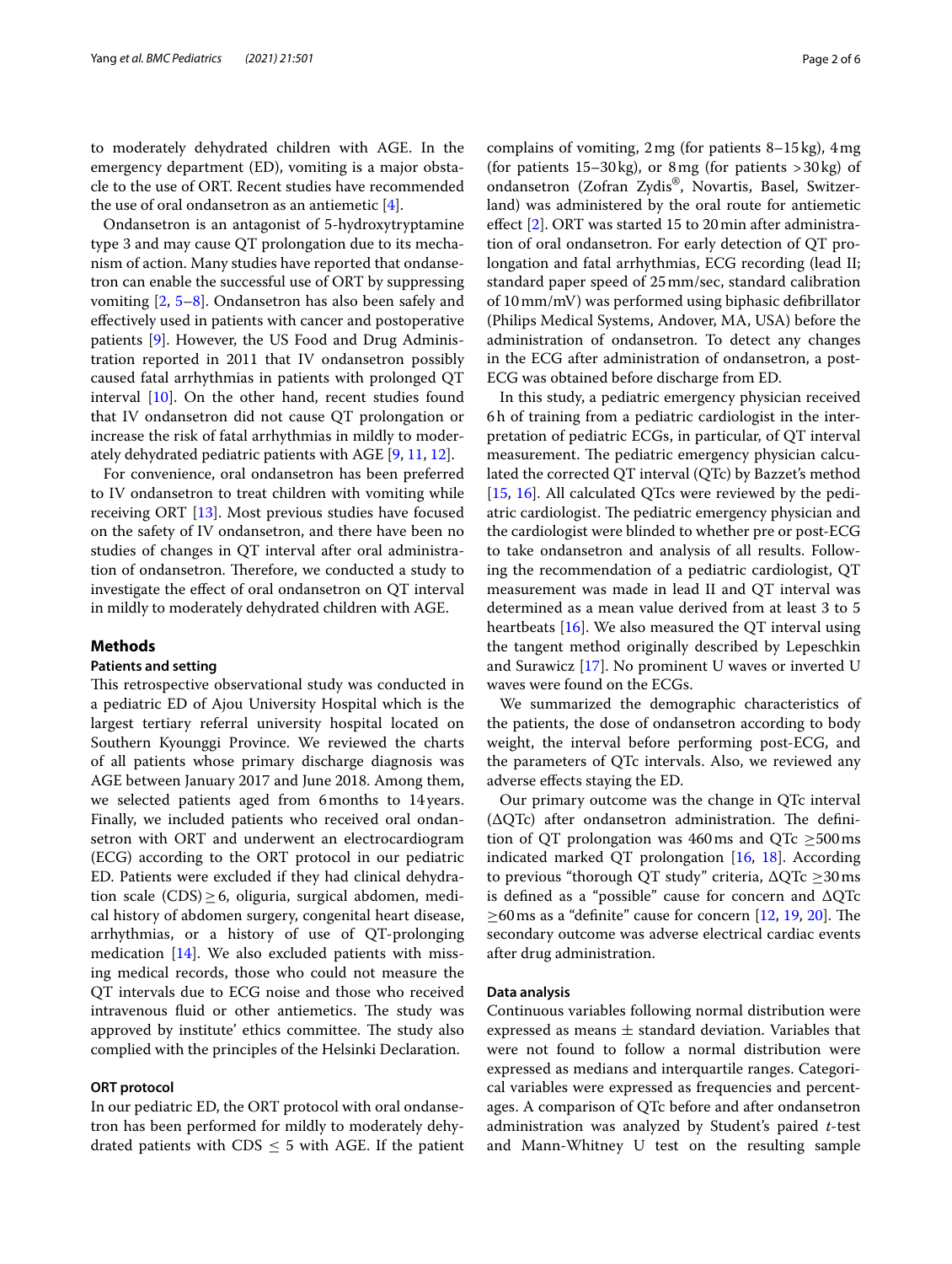to moderately dehydrated children with AGE. In the emergency department (ED), vomiting is a major obstacle to the use of ORT. Recent studies have recommended the use of oral ondansetron as an antiemetic [4].

Ondansetron is an antagonist of 5-hydroxytryptamine type 3 and may cause QT prolongation due to its mechanism of action. Many studies have reported that ondansetron can enable the successful use of ORT by suppressing vomiting [2, 5–8]. Ondansetron has also been safely and effectively used in patients with cancer and postoperative patients [9]. However, the US Food and Drug Administration reported in 2011 that IV ondansetron possibly caused fatal arrhythmias in patients with prolonged QT interval [10]. On the other hand, recent studies found that IV ondansetron did not cause QT prolongation or increase the risk of fatal arrhythmias in mildly to moderately dehydrated pediatric patients with AGE [9, 11, 12].

For convenience, oral ondansetron has been preferred to IV ondansetron to treat children with vomiting while receiving ORT [13]. Most previous studies have focused on the safety of IV ondansetron, and there have been no studies of changes in QT interval after oral administration of ondansetron. Therefore, we conducted a study to investigate the effect of oral ondansetron on QT interval in mildly to moderately dehydrated children with AGE.

## Methods

### Patients and setting

This retrospective observational study was conducted in a pediatric ED of Ajou University Hospital which is the largest tertiary referral university hospital located on Southern Kyounggi Province. We reviewed the charts of all patients whose primary discharge diagnosis was AGE between January 2017 and June 2018. Among them, we selected patients aged from 6 months to 14 years. Finally, we included patients who received oral ondansetron with ORT and underwent an electrocardiogram (ECG) according to the ORT protocol in our pediatric ED. Patients were excluded if they had clinical dehydration scale (CDS) ≥ 6, oliguria, surgical abdomen, medical history of abdomen surgery, congenital heart disease, arrhythmias, or a history of use of QT-prolonging medication [14]. We also excluded patients with missing medical records, those who could not measure the QT intervals due to ECG noise and those who received intravenous fluid or other antiemetics. The study was approved by institute' ethics committee. The study also complied with the principles of the Helsinki Declaration.

### ORT protocol

In our pediatric ED, the ORT protocol with oral ondansetron has been performed for mildly to moderately dehydrated patients with CDS ≤ 5 with AGE. If the patient complains of vomiting, 2 mg (for patients 8–15 kg), 4 mg (for patients 15–30 kg), or 8 mg (for patients > 30 kg) of ondansetron (Zofran Zydis®, Novartis, Basel, Switzerland) was administered by the oral route for antiemetic effect [2]. ORT was started 15 to 20 min after administration of oral ondansetron. For early detection of QT prolongation and fatal arrhythmias, ECG recording (lead II; standard paper speed of 25 mm/sec, standard calibration of 10 mm/mV) was performed using biphasic defibrillator (Philips Medical Systems, Andover, MA, USA) before the administration of ondansetron. To detect any changes in the ECG after administration of ondansetron, a post-ECG was obtained before discharge from ED.

In this study, a pediatric emergency physician received 6 h of training from a pediatric cardiologist in the interpretation of pediatric ECGs, in particular, of QT interval measurement. The pediatric emergency physician calculated the corrected QT interval (QTc) by Bazzet's method [15, 16]. All calculated QTcs were reviewed by the pediatric cardiologist. The pediatric emergency physician and the cardiologist were blinded to whether pre or post-ECG to take ondansetron and analysis of all results. Following the recommendation of a pediatric cardiologist, QT measurement was made in lead II and QT interval was determined as a mean value derived from at least 3 to 5 heartbeats [16]. We also measured the QT interval using the tangent method originally described by Lepeschkin and Surawicz [17]. No prominent U waves or inverted U waves were found on the ECGs.

We summarized the demographic characteristics of the patients, the dose of ondansetron according to body weight, the interval before performing post-ECG, and the parameters of QTc intervals. Also, we reviewed any adverse effects staying the ED.

Our primary outcome was the change in QTc interval (ΔQTc) after ondansetron administration. The definition of QT prolongation was 460 ms and QTc ≥500 ms indicated marked QT prolongation [16, 18]. According to previous "thorough QT study" criteria, ΔQTc ≥30 ms is defined as a "possible" cause for concern and ΔQTc ≥60 ms as a "definite" cause for concern [12, 19, 20]. The secondary outcome was adverse electrical cardiac events after drug administration.

### Data analysis

Continuous variables following normal distribution were expressed as means ± standard deviation. Variables that were not found to follow a normal distribution were expressed as medians and interquartile ranges. Categorical variables were expressed as frequencies and percentages. A comparison of QTc before and after ondansetron administration was analyzed by Student's paired *t*-test and Mann-Whitney U test on the resulting sample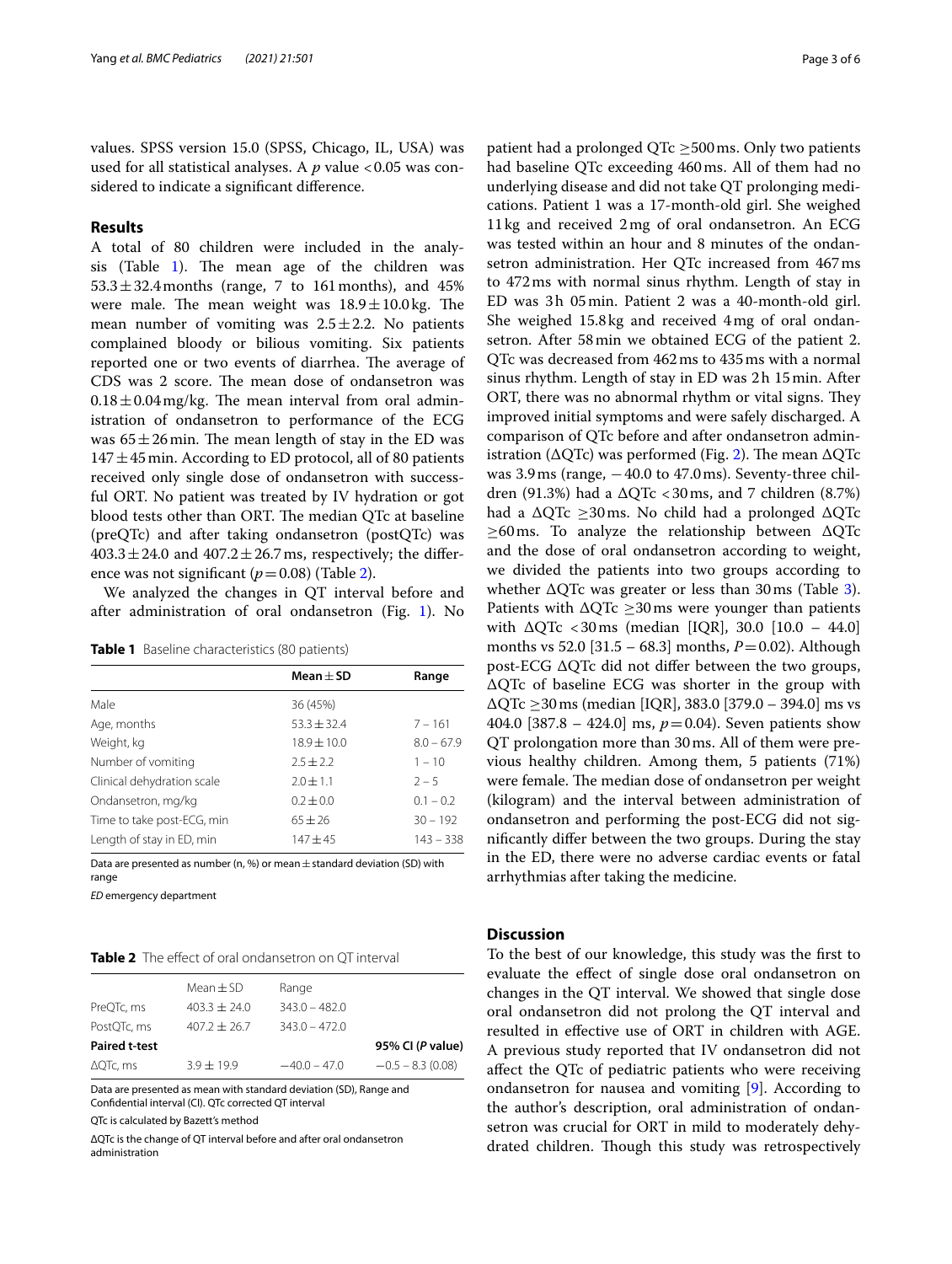values. SPSS version 15.0 (SPSS, Chicago, IL, USA) was used for all statistical analyses. A $p$ value $<0.05$ was considered to indicate a significant difference.

## Results

A total of 80 children were included in the analysis (Table 1). The mean age of the children was $53.3 \pm 32.4$ months (range, 7 to 161 months), and 45% were male. The mean weight was $18.9 \pm 10.0$ kg. The mean number of vomiting was $2.5 \pm 2.2$. No patients complained bloody or bilious vomiting. Six patients reported one or two events of diarrhea. The average of CDS was 2 score. The mean dose of ondansetron was $0.18 \pm 0.04$ mg/kg. The mean interval from oral administration of ondansetron to performance of the ECG was $65 \pm 26$ min. The mean length of stay in the ED was $147 \pm 45$ min. According to ED protocol, all of 80 patients received only single dose of ondansetron with successful ORT. No patient was treated by IV hydration or got blood tests other than ORT. The median QTc at baseline (preQTc) and after taking ondansetron (postQTc) was $403.3 \pm 24.0$ and $407.2 \pm 26.7$ ms, respectively; the difference was not significant ($p = 0.08$) (Table 2).

We analyzed the changes in QT interval before and after administration of oral ondansetron (Fig. 1). No patient had a prolonged QTc ≥500 ms. Only two patients had baseline QTc exceeding 460 ms. All of them had no underlying disease and did not take QT prolonging medications. Patient 1 was a 17-month-old girl. She weighed 11 kg and received 2 mg of oral ondansetron. An ECG was tested within an hour and 8 minutes of the ondansetron administration. Her QTc increased from 467 ms to 472 ms with normal sinus rhythm. Length of stay in ED was 3 h 05 min. Patient 2 was a 40-month-old girl. She weighed 15.8 kg and received 4 mg of oral ondansetron. After 58 min we obtained ECG of the patient 2. QTc was decreased from 462 ms to 435 ms with a normal sinus rhythm. Length of stay in ED was 2 h 15 min. After ORT, there was no abnormal rhythm or vital signs. They improved initial symptoms and were safely discharged. A comparison of QTc before and after ondansetron administration (ΔQTc) was performed (Fig. 2). The mean ΔQTc was 3.9 ms (range, −40.0 to 47.0 ms). Seventy-three children (91.3%) had a ΔQTc <30 ms, and 7 children (8.7%) had a ΔQTc ≥30 ms. No child had a prolonged ΔQTc ≥60 ms. To analyze the relationship between ΔQTc and the dose of oral ondansetron according to weight, we divided the patients into two groups according to whether ΔQTc was greater or less than 30 ms (Table 3). Patients with ΔQTc ≥30 ms were younger than patients with ΔQTc <30 ms (median [IQR], 30.0 [10.0 – 44.0] months vs 52.0 [31.5 – 68.3] months, $P = 0.02$). Although post-ECG ΔQTc did not differ between the two groups, ΔQTc of baseline ECG was shorter in the group with ΔQTc ≥30 ms (median [IQR], 383.0 [379.0 – 394.0] ms vs 404.0 [387.8 – 424.0] ms, $p = 0.04$). Seven patients show QT prolongation more than 30 ms. All of them were previous healthy children. Among them, 5 patients (71%) were female. The median dose of ondansetron per weight (kilogram) and the interval between administration of ondansetron and performing the post-ECG did not significantly differ between the two groups. During the stay in the ED, there were no adverse cardiac events or fatal arrhythmias after taking the medicine.

**Table 1** Baseline characteristics (80 patients)

| | Mean ± SD | Range |
|---|---|---|
| Male | 36 (45%) | |
| Age, months | 53.3 ± 32.4 | 7 – 161 |
| Weight, kg | 18.9 ± 10.0 | 8.0 – 67.9 |
| Number of vomiting | 2.5 ± 2.2 | 1 – 10 |
| Clinical dehydration scale | 2.0 ± 1.1 | 2 – 5 |
| Ondansetron, mg/kg | 0.2 ± 0.0 | 0.1 – 0.2 |
| Time to take post-ECG, min | 65 ± 26 | 30 – 192 |
| Length of stay in ED, min | 147 ± 45 | 143 – 338 |

Data are presented as number (n, %) or mean ± standard deviation (SD) with range

*ED* emergency department

**Table 2** The effect of oral ondansetron on QT interval

| | Mean ± SD | Range | |
|---|---|---|---|
| PreQTc, ms | 403.3 ± 24.0 | 343.0 – 482.0 | |
| PostQTc, ms | 407.2 ± 26.7 | 343.0 – 472.0 | |
| **Paired t-test** | | | **95% CI (*P* value)** |
| ΔQTc, ms | 3.9 ± 19.9 | −40.0 – 47.0 | −0.5 – 8.3 (0.08) |

Data are presented as mean with standard deviation (SD), Range and Confidential interval (CI). QTc corrected QT interval

QTc is calculated by Bazett's method

ΔQTc is the change of QT interval before and after oral ondansetron administration

## Discussion

To the best of our knowledge, this study was the first to evaluate the effect of single dose oral ondansetron on changes in the QT interval. We showed that single dose oral ondansetron did not prolong the QT interval and resulted in effective use of ORT in children with AGE. A previous study reported that IV ondansetron did not affect the QTc of pediatric patients who were receiving ondansetron for nausea and vomiting [9]. According to the author's description, oral administration of ondansetron was crucial for ORT in mild to moderately dehydrated children. Though this study was retrospectively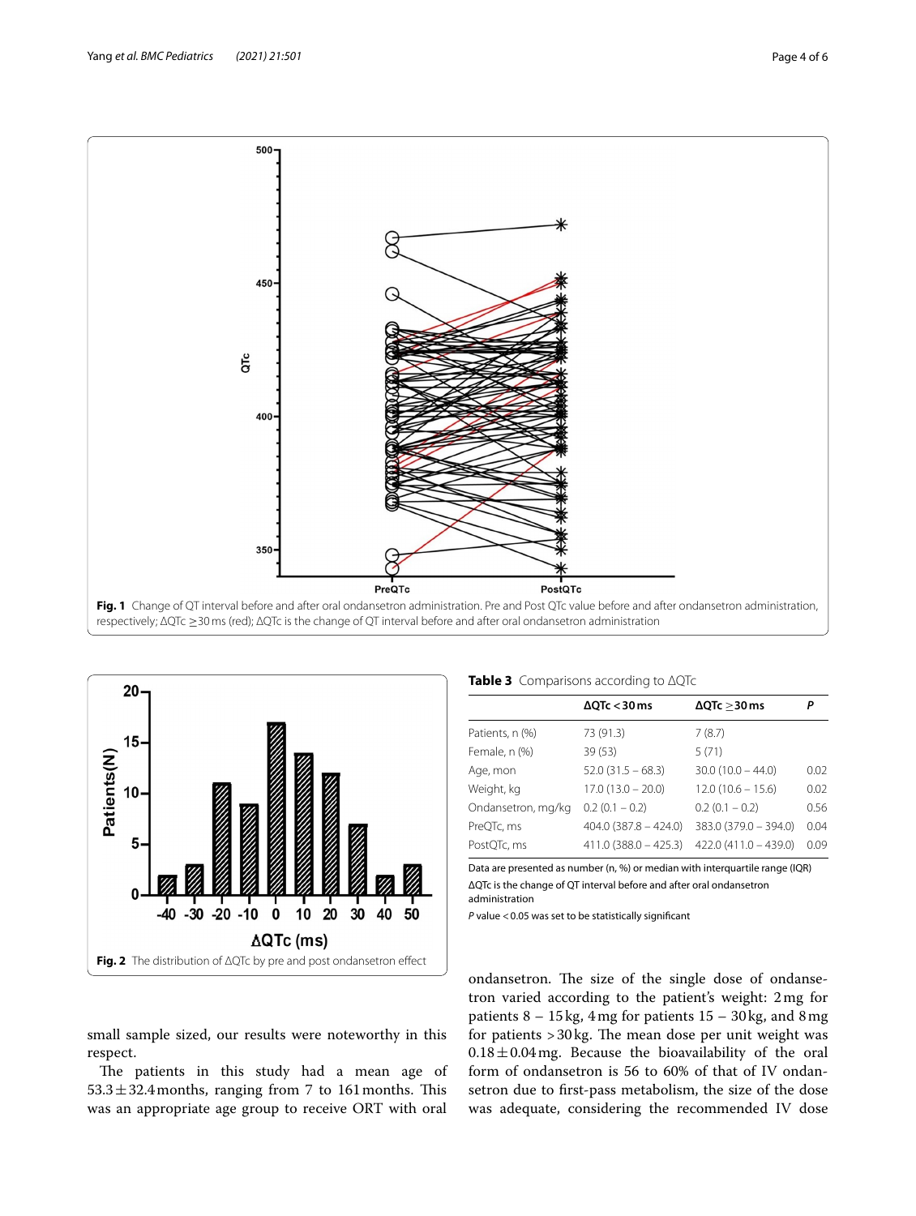Fig. 1 Change of QT interval before and after oral ondansetron administration. Pre and Post QTc value before and after ondansetron administration, respectively; ΔQTc ≥30 ms (red); ΔQTc is the change of QT interval before and after oral ondansetron administration

Fig. 2 The distribution of ΔQTc by pre and post ondansetron effect

**Table 3** Comparisons according to ΔQTc

| | ΔQTc < 30 ms | ΔQTc ≥30 ms | P |
|---|---|---|---|
| Patients, n (%) | 73 (91.3) | 7 (8.7) | |
| Female, n (%) | 39 (53) | 5 (71) | |
| Age, mon | 52.0 (31.5 – 68.3) | 30.0 (10.0 – 44.0) | 0.02 |
| Weight, kg | 17.0 (13.0 – 20.0) | 12.0 (10.6 – 15.6) | 0.02 |
| Ondansetron, mg/kg | 0.2 (0.1 – 0.2) | 0.2 (0.1 – 0.2) | 0.56 |
| PreQTc, ms | 404.0 (387.8 – 424.0) | 383.0 (379.0 – 394.0) | 0.04 |
| PostQTc, ms | 411.0 (388.0 – 425.3) | 422.0 (411.0 – 439.0) | 0.09 |

Data are presented as number (n, %) or median with interquartile range (IQR)

ΔQTc is the change of QT interval before and after oral ondansetron administration

*P* value < 0.05 was set to be statistically significant

small sample sized, our results were noteworthy in this respect.

The patients in this study had a mean age of 53.3 ± 32.4 months, ranging from 7 to 161 months. This was an appropriate age group to receive ORT with oral ondansetron. The size of the single dose of ondansetron varied according to the patient's weight: 2 mg for patients 8 – 15 kg, 4 mg for patients 15 – 30 kg, and 8 mg for patients > 30 kg. The mean dose per unit weight was 0.18 ± 0.04 mg. Because the bioavailability of the oral form of ondansetron is 56 to 60% of that of IV ondansetron due to first-pass metabolism, the size of the dose was adequate, considering the recommended IV dose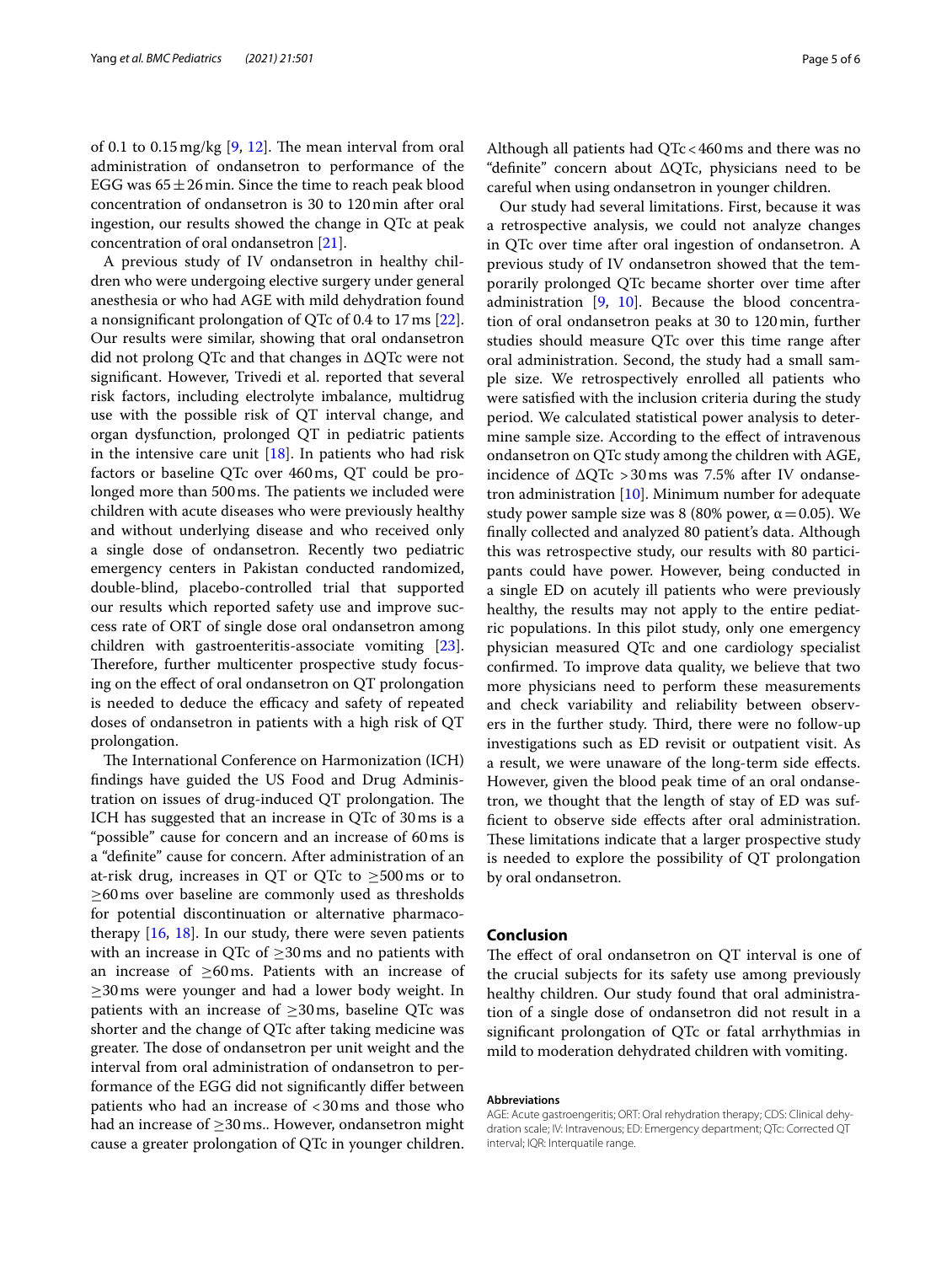of 0.1 to 0.15 mg/kg [9, 12]. The mean interval from oral administration of ondansetron to performance of the EGG was $65 \pm 26$ min. Since the time to reach peak blood concentration of ondansetron is 30 to 120 min after oral ingestion, our results showed the change in QTc at peak concentration of oral ondansetron [21].

A previous study of IV ondansetron in healthy children who were undergoing elective surgery under general anesthesia or who had AGE with mild dehydration found a nonsignificant prolongation of QTc of 0.4 to 17 ms [22]. Our results were similar, showing that oral ondansetron did not prolong QTc and that changes in ΔQTc were not significant. However, Trivedi et al. reported that several risk factors, including electrolyte imbalance, multidrug use with the possible risk of QT interval change, and organ dysfunction, prolonged QT in pediatric patients in the intensive care unit [18]. In patients who had risk factors or baseline QTc over 460 ms, QT could be prolonged more than 500 ms. The patients we included were children with acute diseases who were previously healthy and without underlying disease and who received only a single dose of ondansetron. Recently two pediatric emergency centers in Pakistan conducted randomized, double-blind, placebo-controlled trial that supported our results which reported safety use and improve success rate of ORT of single dose oral ondansetron among children with gastroenteritis-associate vomiting [23]. Therefore, further multicenter prospective study focusing on the effect of oral ondansetron on QT prolongation is needed to deduce the efficacy and safety of repeated doses of ondansetron in patients with a high risk of QT prolongation.

The International Conference on Harmonization (ICH) findings have guided the US Food and Drug Administration on issues of drug-induced QT prolongation. The ICH has suggested that an increase in QTc of 30 ms is a "possible" cause for concern and an increase of 60 ms is a "definite" cause for concern. After administration of an at-risk drug, increases in QT or QTc to $\geq$500 ms or to $\geq$60 ms over baseline are commonly used as thresholds for potential discontinuation or alternative pharmacotherapy [16, 18]. In our study, there were seven patients with an increase in QTc of $\geq$30 ms and no patients with an increase of $\geq$60 ms. Patients with an increase of $\geq$30 ms were younger and had a lower body weight. In patients with an increase of $\geq$30 ms, baseline QTc was shorter and the change of QTc after taking medicine was greater. The dose of ondansetron per unit weight and the interval from oral administration of ondansetron to performance of the EGG did not significantly differ between patients who had an increase of $<$30 ms and those who had an increase of $\geq$30 ms.. However, ondansetron might cause a greater prolongation of QTc in younger children. Although all patients had QTc $<$ 460 ms and there was no "definite" concern about ΔQTc, physicians need to be careful when using ondansetron in younger children.

Our study had several limitations. First, because it was a retrospective analysis, we could not analyze changes in QTc over time after oral ingestion of ondansetron. A previous study of IV ondansetron showed that the temporarily prolonged QTc became shorter over time after administration [9, 10]. Because the blood concentration of oral ondansetron peaks at 30 to 120 min, further studies should measure QTc over this time range after oral administration. Second, the study had a small sample size. We retrospectively enrolled all patients who were satisfied with the inclusion criteria during the study period. We calculated statistical power analysis to determine sample size. According to the effect of intravenous ondansetron on QTc study among the children with AGE, incidence of ΔQTc $>$30 ms was 7.5% after IV ondansetron administration [10]. Minimum number for adequate study power sample size was 8 (80% power, $\alpha = 0.05$). We finally collected and analyzed 80 patient's data. Although this was retrospective study, our results with 80 participants could have power. However, being conducted in a single ED on acutely ill patients who were previously healthy, the results may not apply to the entire pediatric populations. In this pilot study, only one emergency physician measured QTc and one cardiology specialist confirmed. To improve data quality, we believe that two more physicians need to perform these measurements and check variability and reliability between observers in the further study. Third, there were no follow-up investigations such as ED revisit or outpatient visit. As a result, we were unaware of the long-term side effects. However, given the blood peak time of an oral ondansetron, we thought that the length of stay of ED was sufficient to observe side effects after oral administration. These limitations indicate that a larger prospective study is needed to explore the possibility of QT prolongation by oral ondansetron.

## Conclusion

The effect of oral ondansetron on QT interval is one of the crucial subjects for its safety use among previously healthy children. Our study found that oral administration of a single dose of ondansetron did not result in a significant prolongation of QTc or fatal arrhythmias in mild to moderation dehydrated children with vomiting.

#### Abbreviations

AGE: Acute gastroengeritis; ORT: Oral rehydration therapy; CDS: Clinical dehydration scale; IV: Intravenous; ED: Emergency department; QTc: Corrected QT interval; IQR: Interquatile range.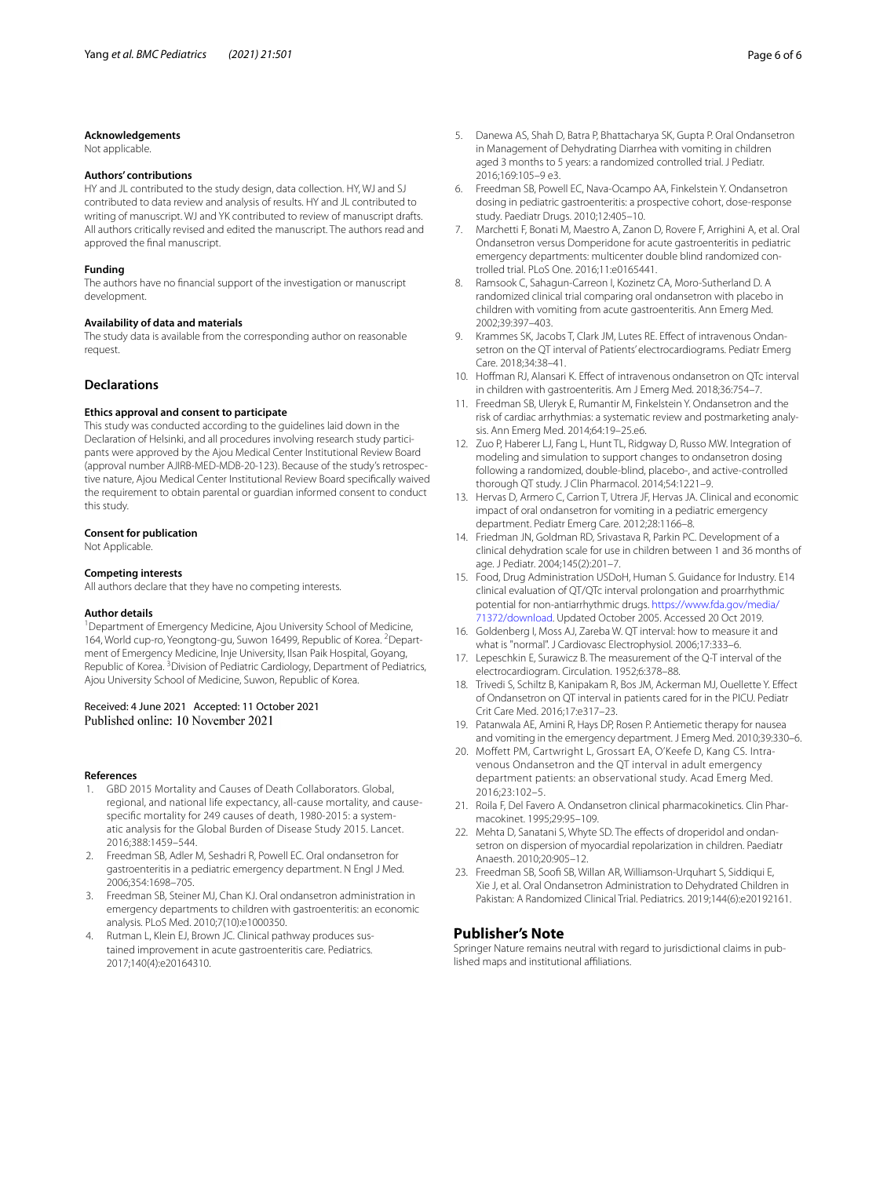#### Acknowledgements

Not applicable.

#### Authors' contributions

HY and JL contributed to the study design, data collection. HY, WJ and SJ contributed to data review and analysis of results. HY and JL contributed to writing of manuscript. WJ and YK contributed to review of manuscript drafts. All authors critically revised and edited the manuscript. The authors read and approved the final manuscript.

#### Funding

The authors have no financial support of the investigation or manuscript development.

#### Availability of data and materials

The study data is available from the corresponding author on reasonable request.

## Declarations

#### Ethics approval and consent to participate

This study was conducted according to the guidelines laid down in the Declaration of Helsinki, and all procedures involving research study participants were approved by the Ajou Medical Center Institutional Review Board (approval number AJIRB-MED-MDB-20-123). Because of the study's retrospective nature, Ajou Medical Center Institutional Review Board specifically waived the requirement to obtain parental or guardian informed consent to conduct this study.

#### Consent for publication

Not Applicable.

#### Competing interests

All authors declare that they have no competing interests.

#### Author details

[1]Department of Emergency Medicine, Ajou University School of Medicine, 164, World cup-ro, Yeongtong-gu, Suwon 16499, Republic of Korea. [2]Department of Emergency Medicine, Inje University, Ilsan Paik Hospital, Goyang, Republic of Korea. [3]Division of Pediatric Cardiology, Department of Pediatrics, Ajou University School of Medicine, Suwon, Republic of Korea.

Received: 4 June 2021 Accepted: 11 October 2021
Published online: 10 November 2021

#### References

1. GBD 2015 Mortality and Causes of Death Collaborators. Global, regional, and national life expectancy, all-cause mortality, and cause-specific mortality for 249 causes of death, 1980-2015: a systematic analysis for the Global Burden of Disease Study 2015. Lancet. 2016;388:1459–544.
2. Freedman SB, Adler M, Seshadri R, Powell EC. Oral ondansetron for gastroenteritis in a pediatric emergency department. N Engl J Med. 2006;354:1698–705.
3. Freedman SB, Steiner MJ, Chan KJ. Oral ondansetron administration in emergency departments to children with gastroenteritis: an economic analysis. PLoS Med. 2010;7(10):e1000350.
4. Rutman L, Klein EJ, Brown JC. Clinical pathway produces sustained improvement in acute gastroenteritis care. Pediatrics. 2017;140(4):e20164310.
5. Danewa AS, Shah D, Batra P, Bhattacharya SK, Gupta P. Oral Ondansetron in Management of Dehydrating Diarrhea with vomiting in children aged 3 months to 5 years: a randomized controlled trial. J Pediatr. 2016;169:105–9 e3.
6. Freedman SB, Powell EC, Nava-Ocampo AA, Finkelstein Y. Ondansetron dosing in pediatric gastroenteritis: a prospective cohort, dose-response study. Paediatr Drugs. 2010;12:405–10.
7. Marchetti F, Bonati M, Maestro A, Zanon D, Rovere F, Arrighini A, et al. Oral Ondansetron versus Domperidone for acute gastroenteritis in pediatric emergency departments: multicenter double blind randomized controlled trial. PLoS One. 2016;11:e0165441.
8. Ramsook C, Sahagun-Carreon I, Kozinetz CA, Moro-Sutherland D. A randomized clinical trial comparing oral ondansetron with placebo in children with vomiting from acute gastroenteritis. Ann Emerg Med. 2002;39:397–403.
9. Krammes SK, Jacobs T, Clark JM, Lutes RE. Effect of intravenous Ondansetron on the QT interval of Patients' electrocardiograms. Pediatr Emerg Care. 2018;34:38–41.
10. Hoffman RJ, Alansari K. Effect of intravenous ondansetron on QTc interval in children with gastroenteritis. Am J Emerg Med. 2018;36:754–7.
11. Freedman SB, Uleryk E, Rumantir M, Finkelstein Y. Ondansetron and the risk of cardiac arrhythmias: a systematic review and postmarketing analysis. Ann Emerg Med. 2014;64:19–25.e6.
12. Zuo P, Haberer LJ, Fang L, Hunt TL, Ridgway D, Russo MW. Integration of modeling and simulation to support changes to ondansetron dosing following a randomized, double-blind, placebo-, and active-controlled thorough QT study. J Clin Pharmacol. 2014;54:1221–9.
13. Hervas D, Armero C, Carrion T, Utrera JF, Hervas JA. Clinical and economic impact of oral ondansetron for vomiting in a pediatric emergency department. Pediatr Emerg Care. 2012;28:1166–8.
14. Friedman JN, Goldman RD, Srivastava R, Parkin PC. Development of a clinical dehydration scale for use in children between 1 and 36 months of age. J Pediatr. 2004;145(2):201–7.
15. Food, Drug Administration USDoH, Human S. Guidance for Industry. E14 clinical evaluation of QT/QTc interval prolongation and proarrhythmic potential for non-antiarrhythmic drugs. https://www.fda.gov/media/71372/download. Updated October 2005. Accessed 20 Oct 2019.
16. Goldenberg I, Moss AJ, Zareba W. QT interval: how to measure it and what is "normal". J Cardiovasc Electrophysiol. 2006;17:333–6.
17. Lepeschkin E, Surawicz B. The measurement of the Q-T interval of the electrocardiogram. Circulation. 1952;6:378–88.
18. Trivedi S, Schiltz B, Kanipakam R, Bos JM, Ackerman MJ, Ouellette Y. Effect of Ondansetron on QT interval in patients cared for in the PICU. Pediatr Crit Care Med. 2016;17:e317–23.
19. Patanwala AE, Amini R, Hays DP, Rosen P. Antiemetic therapy for nausea and vomiting in the emergency department. J Emerg Med. 2010;39:330–6.
20. Moffett PM, Cartwright L, Grossart EA, O'Keefe D, Kang CS. Intravenous Ondansetron and the QT interval in adult emergency department patients: an observational study. Acad Emerg Med. 2016;23:102–5.
21. Roila F, Del Favero A. Ondansetron clinical pharmacokinetics. Clin Pharmacokinet. 1995;29:95–109.
22. Mehta D, Sanatani S, Whyte SD. The effects of droperidol and ondansetron on dispersion of myocardial repolarization in children. Paediatr Anaesth. 2010;20:905–12.
23. Freedman SB, Soofi SB, Willan AR, Williamson-Urquhart S, Siddiqui E, Xie J, et al. Oral Ondansetron Administration to Dehydrated Children in Pakistan: A Randomized Clinical Trial. Pediatrics. 2019;144(6):e20192161.

## Publisher's Note

Springer Nature remains neutral with regard to jurisdictional claims in published maps and institutional affiliations.